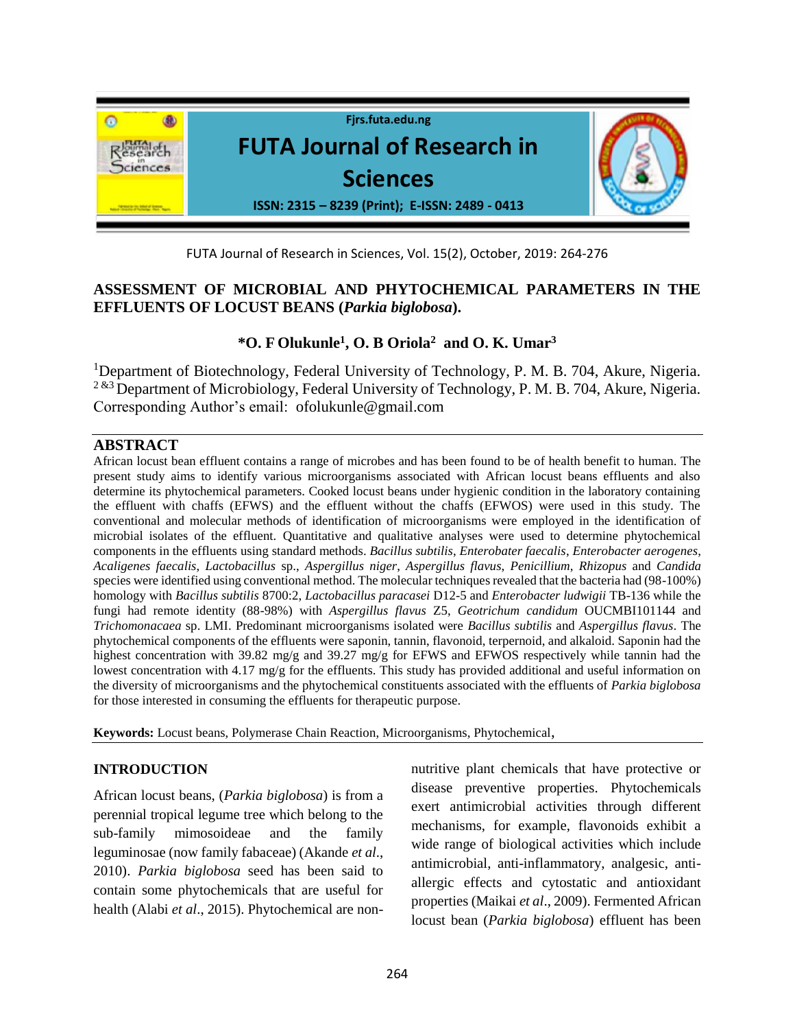# ASSESSMENT OF MICROBIAL AND PHYTOCHEMICAL PARAMETERS IN THE EFFLUENTS OF LOCUST BEANS (*Parkia biglobosa*).

**\*O. F Olukunle[1], O. B Oriola[2] and O. K. Umar[3]**

[1]Department of Biotechnology, Federal University of Technology, P. M. B. 704, Akure, Nigeria.
[2 &3] Department of Microbiology, Federal University of Technology, P. M. B. 704, Akure, Nigeria.
Corresponding Author's email: ofolukunle@gmail.com

## ABSTRACT

African locust bean effluent contains a range of microbes and has been found to be of health benefit to human. The present study aims to identify various microorganisms associated with African locust beans effluents and also determine its phytochemical parameters. Cooked locust beans under hygienic condition in the laboratory containing the effluent with chaffs (EFWS) and the effluent without the chaffs (EFWOS) were used in this study. The conventional and molecular methods of identification of microorganisms were employed in the identification of microbial isolates of the effluent. Quantitative and qualitative analyses were used to determine phytochemical components in the effluents using standard methods. *Bacillus subtilis*, *Enterobater faecalis*, *Enterobacter aerogenes*, *Acaligenes faecalis*, *Lactobacillus* sp., *Aspergillus niger*, *Aspergillus flavus*, *Penicillium*, *Rhizopus* and *Candida* species were identified using conventional method. The molecular techniques revealed that the bacteria had (98-100%) homology with *Bacillus subtilis* 8700:2, *Lactobacillus paracasei* D12-5 and *Enterobacter ludwigii* TB-136 while the fungi had remote identity (88-98%) with *Aspergillus flavus* Z5, *Geotrichum candidum* OUCMBI101144 and *Trichomonacaea* sp. LMI. Predominant microorganisms isolated were *Bacillus subtilis* and *Aspergillus flavus*. The phytochemical components of the effluents were saponin, tannin, flavonoid, terpernoid, and alkaloid. Saponin had the highest concentration with 39.82 mg/g and 39.27 mg/g for EFWS and EFWOS respectively while tannin had the lowest concentration with 4.17 mg/g for the effluents. This study has provided additional and useful information on the diversity of microorganisms and the phytochemical constituents associated with the effluents of *Parkia biglobosa* for those interested in consuming the effluents for therapeutic purpose.

**Keywords:** Locust beans, Polymerase Chain Reaction, Microorganisms, Phytochemical,

## INTRODUCTION

African locust beans, (*Parkia biglobosa*) is from a perennial tropical legume tree which belong to the sub-family mimosoideae and the family leguminosae (now family fabaceae) (Akande *et al*., 2010). *Parkia biglobosa* seed has been said to contain some phytochemicals that are useful for health (Alabi *et al*., 2015). Phytochemical are non-nutritive plant chemicals that have protective or disease preventive properties. Phytochemicals exert antimicrobial activities through different mechanisms, for example, flavonoids exhibit a wide range of biological activities which include antimicrobial, anti-inflammatory, analgesic, anti-allergic effects and cytostatic and antioxidant properties (Maikai *et al*., 2009). Fermented African locust bean (*Parkia biglobosa*) effluent has been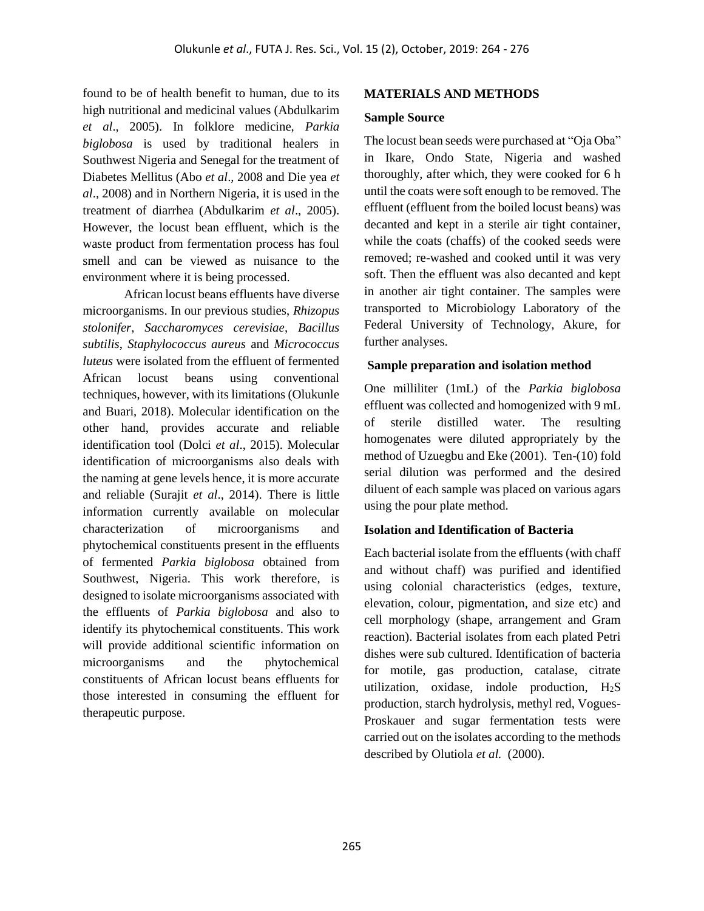found to be of health benefit to human, due to its high nutritional and medicinal values (Abdulkarim *et al*., 2005). In folklore medicine, *Parkia biglobosa* is used by traditional healers in Southwest Nigeria and Senegal for the treatment of Diabetes Mellitus (Abo *et al*., 2008 and Die yea *et al*., 2008) and in Northern Nigeria, it is used in the treatment of diarrhea (Abdulkarim *et al*., 2005). However, the locust bean effluent, which is the waste product from fermentation process has foul smell and can be viewed as nuisance to the environment where it is being processed.

African locust beans effluents have diverse microorganisms. In our previous studies, *Rhizopus stolonifer*, *Saccharomyces cerevisiae*, *Bacillus subtilis*, *Staphylococcus aureus* and *Micrococcus luteus* were isolated from the effluent of fermented African locust beans using conventional techniques, however, with its limitations (Olukunle and Buari, 2018). Molecular identification on the other hand, provides accurate and reliable identification tool (Dolci *et al*., 2015). Molecular identification of microorganisms also deals with the naming at gene levels hence, it is more accurate and reliable (Surajit *et al*., 2014). There is little information currently available on molecular characterization of microorganisms and phytochemical constituents present in the effluents of fermented *Parkia biglobosa* obtained from Southwest, Nigeria. This work therefore, is designed to isolate microorganisms associated with the effluents of *Parkia biglobosa* and also to identify its phytochemical constituents. This work will provide additional scientific information on microorganisms and the phytochemical constituents of African locust beans effluents for those interested in consuming the effluent for therapeutic purpose.

## MATERIALS AND METHODS

### Sample Source

The locust bean seeds were purchased at "Oja Oba" in Ikare, Ondo State, Nigeria and washed thoroughly, after which, they were cooked for 6 h until the coats were soft enough to be removed. The effluent (effluent from the boiled locust beans) was decanted and kept in a sterile air tight container, while the coats (chaffs) of the cooked seeds were removed; re-washed and cooked until it was very soft. Then the effluent was also decanted and kept in another air tight container. The samples were transported to Microbiology Laboratory of the Federal University of Technology, Akure, for further analyses.

### Sample preparation and isolation method

One milliliter (1mL) of the *Parkia biglobosa* effluent was collected and homogenized with 9 mL of sterile distilled water. The resulting homogenates were diluted appropriately by the method of Uzuegbu and Eke (2001). Ten-(10) fold serial dilution was performed and the desired diluent of each sample was placed on various agars using the pour plate method.

### Isolation and Identification of Bacteria

Each bacterial isolate from the effluents (with chaff and without chaff) was purified and identified using colonial characteristics (edges, texture, elevation, colour, pigmentation, and size etc) and cell morphology (shape, arrangement and Gram reaction). Bacterial isolates from each plated Petri dishes were sub cultured. Identification of bacteria for motile, gas production, catalase, citrate utilization, oxidase, indole production, $H_2S$ production, starch hydrolysis, methyl red, Vogues-Proskauer and sugar fermentation tests were carried out on the isolates according to the methods described by Olutiola *et al.* (2000).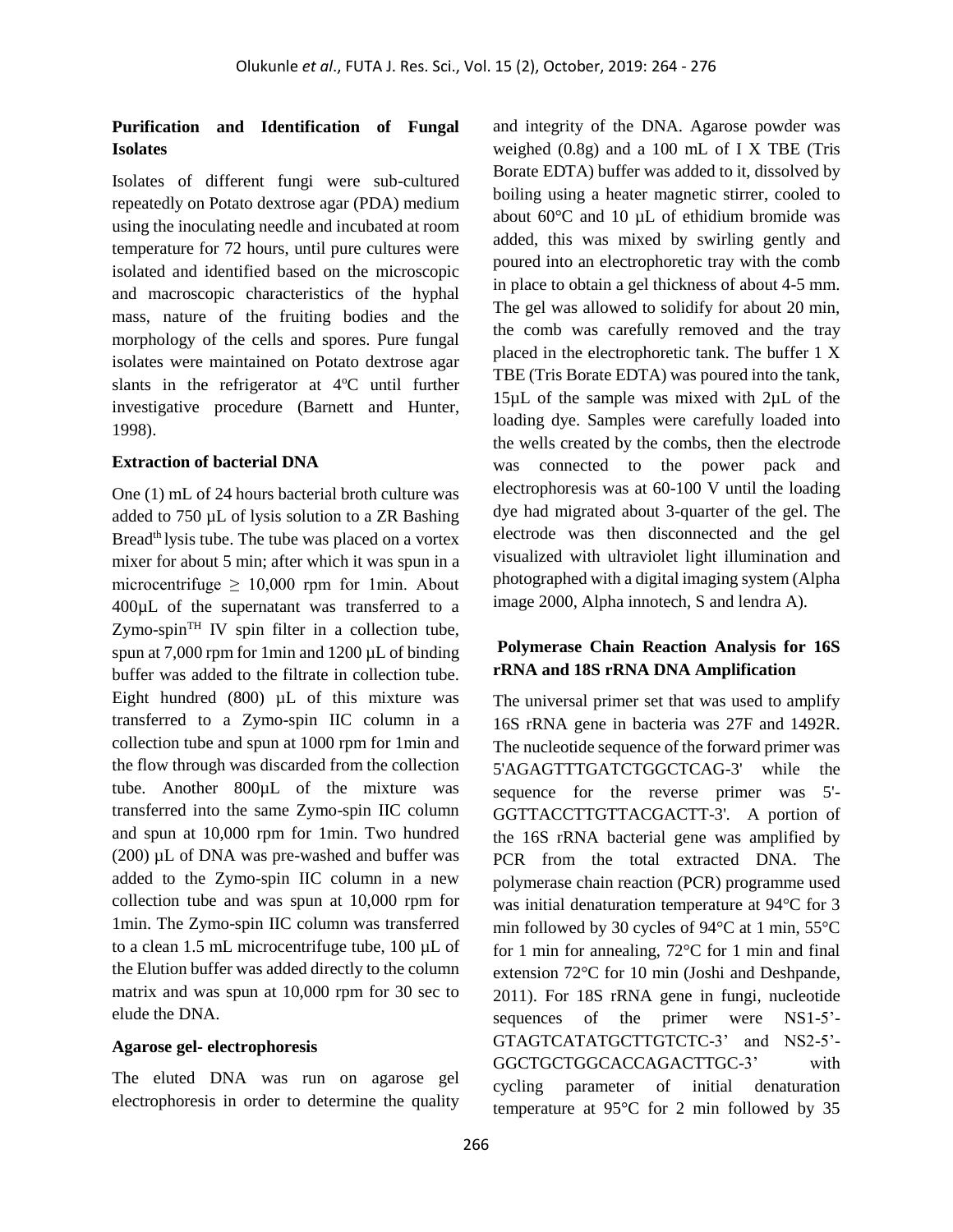### Purification and Identification of Fungal Isolates

Isolates of different fungi were sub-cultured repeatedly on Potato dextrose agar (PDA) medium using the inoculating needle and incubated at room temperature for 72 hours, until pure cultures were isolated and identified based on the microscopic and macroscopic characteristics of the hyphal mass, nature of the fruiting bodies and the morphology of the cells and spores. Pure fungal isolates were maintained on Potato dextrose agar slants in the refrigerator at 4°C until further investigative procedure (Barnett and Hunter, 1998).

### Extraction of bacterial DNA

One (1) mL of 24 hours bacterial broth culture was added to 750 µL of lysis solution to a ZR Bashing Bread[th] lysis tube. The tube was placed on a vortex mixer for about 5 min; after which it was spun in a microcentrifuge ≥ 10,000 rpm for 1min. About 400µL of the supernatant was transferred to a Zymo-spin[TH] IV spin filter in a collection tube, spun at 7,000 rpm for 1min and 1200 µL of binding buffer was added to the filtrate in collection tube. Eight hundred (800) µL of this mixture was transferred to a Zymo-spin IIC column in a collection tube and spun at 1000 rpm for 1min and the flow through was discarded from the collection tube. Another 800µL of the mixture was transferred into the same Zymo-spin IIC column and spun at 10,000 rpm for 1min. Two hundred (200) µL of DNA was pre-washed and buffer was added to the Zymo-spin IIC column in a new collection tube and was spun at 10,000 rpm for 1min. The Zymo-spin IIC column was transferred to a clean 1.5 mL microcentrifuge tube, 100 µL of the Elution buffer was added directly to the column matrix and was spun at 10,000 rpm for 30 sec to elude the DNA.

### Agarose gel- electrophoresis

The eluted DNA was run on agarose gel electrophoresis in order to determine the quality and integrity of the DNA. Agarose powder was weighed (0.8g) and a 100 mL of I X TBE (Tris Borate EDTA) buffer was added to it, dissolved by boiling using a heater magnetic stirrer, cooled to about 60°C and 10 µL of ethidium bromide was added, this was mixed by swirling gently and poured into an electrophoretic tray with the comb in place to obtain a gel thickness of about 4-5 mm. The gel was allowed to solidify for about 20 min, the comb was carefully removed and the tray placed in the electrophoretic tank. The buffer 1 X TBE (Tris Borate EDTA) was poured into the tank, 15µL of the sample was mixed with 2µL of the loading dye. Samples were carefully loaded into the wells created by the combs, then the electrode was connected to the power pack and electrophoresis was at 60-100 V until the loading dye had migrated about 3-quarter of the gel. The electrode was then disconnected and the gel visualized with ultraviolet light illumination and photographed with a digital imaging system (Alpha image 2000, Alpha innotech, S and lendra A).

### Polymerase Chain Reaction Analysis for 16S rRNA and 18S rRNA DNA Amplification

The universal primer set that was used to amplify 16S rRNA gene in bacteria was 27F and 1492R. The nucleotide sequence of the forward primer was 5'AGAGTTTGATCTGGCTCAG-3' while the sequence for the reverse primer was 5'-GGTTACCTTGTTACGACTT-3'. A portion of the 16S rRNA bacterial gene was amplified by PCR from the total extracted DNA. The polymerase chain reaction (PCR) programme used was initial denaturation temperature at 94°C for 3 min followed by 30 cycles of 94°C at 1 min, 55°C for 1 min for annealing, 72°C for 1 min and final extension 72°C for 10 min (Joshi and Deshpande, 2011). For 18S rRNA gene in fungi, nucleotide sequences of the primer were NS1-5'-GTAGTCATATGCTTGTCTC-3' and NS2-5'-GGCTGCTGGCACCAGACTTGC-3' with cycling parameter of initial denaturation temperature at 95°C for 2 min followed by 35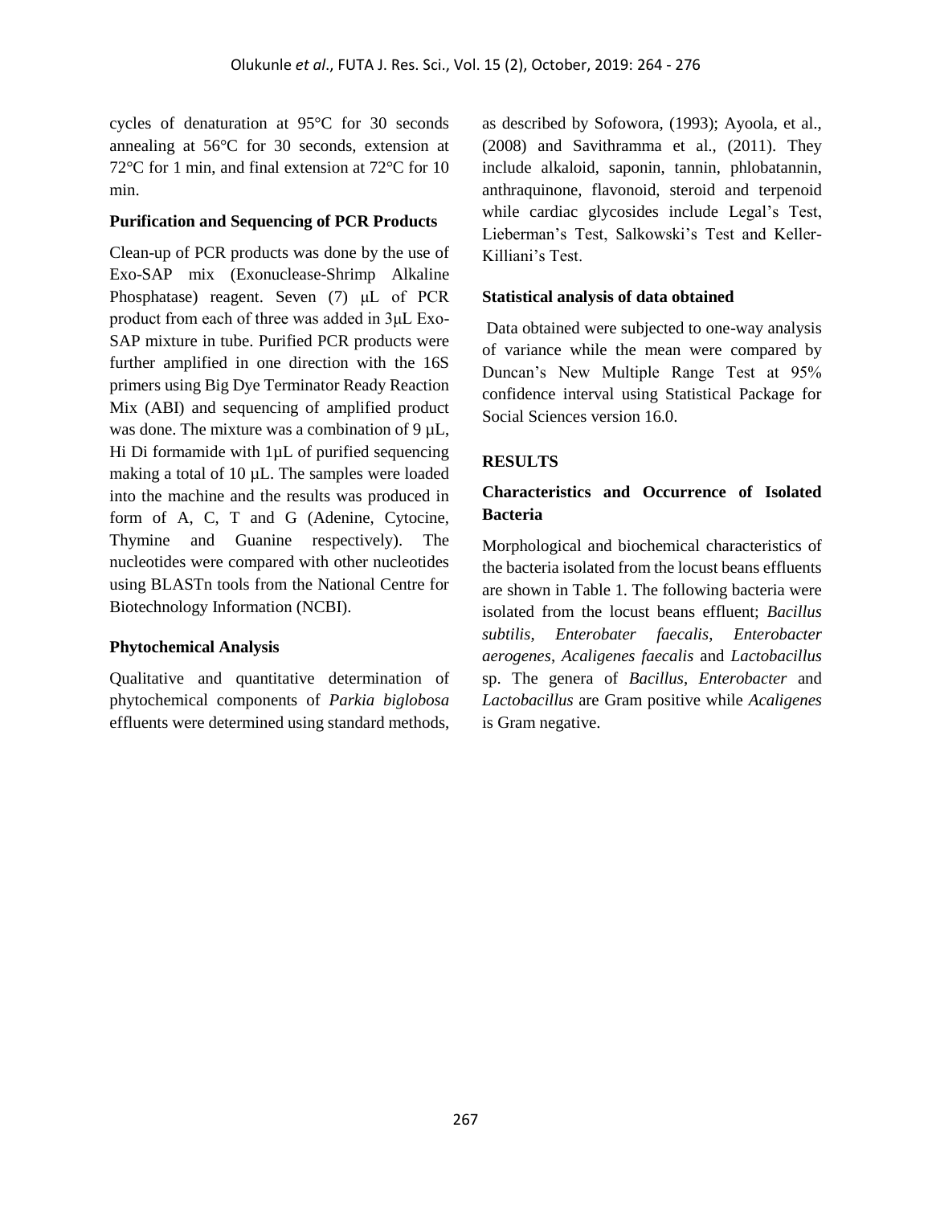cycles of denaturation at 95°C for 30 seconds annealing at 56°C for 30 seconds, extension at 72°C for 1 min, and final extension at 72°C for 10 min.

**Purification and Sequencing of PCR Products**

Clean-up of PCR products was done by the use of Exo-SAP mix (Exonuclease-Shrimp Alkaline Phosphatase) reagent. Seven (7) μL of PCR product from each of three was added in 3μL Exo-SAP mixture in tube. Purified PCR products were further amplified in one direction with the 16S primers using Big Dye Terminator Ready Reaction Mix (ABI) and sequencing of amplified product was done. The mixture was a combination of 9 µL, Hi Di formamide with 1µL of purified sequencing making a total of 10 µL. The samples were loaded into the machine and the results was produced in form of A, C, T and G (Adenine, Cytocine, Thymine and Guanine respectively). The nucleotides were compared with other nucleotides using BLASTn tools from the National Centre for Biotechnology Information (NCBI).

**Phytochemical Analysis**

Qualitative and quantitative determination of phytochemical components of *Parkia biglobosa* effluents were determined using standard methods, as described by Sofowora, (1993); Ayoola, et al., (2008) and Savithramma et al., (2011). They include alkaloid, saponin, tannin, phlobatannin, anthraquinone, flavonoid, steroid and terpenoid while cardiac glycosides include Legal's Test, Lieberman's Test, Salkowski's Test and Keller-Killiani's Test.

**Statistical analysis of data obtained**

Data obtained were subjected to one-way analysis of variance while the mean were compared by Duncan's New Multiple Range Test at 95% confidence interval using Statistical Package for Social Sciences version 16.0.

**RESULTS**

**Characteristics and Occurrence of Isolated Bacteria**

Morphological and biochemical characteristics of the bacteria isolated from the locust beans effluents are shown in Table 1. The following bacteria were isolated from the locust beans effluent; *Bacillus subtilis*, *Enterobater faecalis*, *Enterobacter aerogenes*, *Acaligenes faecalis* and *Lactobacillus* sp. The genera of *Bacillus*, *Enterobacter* and *Lactobacillus* are Gram positive while *Acaligenes* is Gram negative.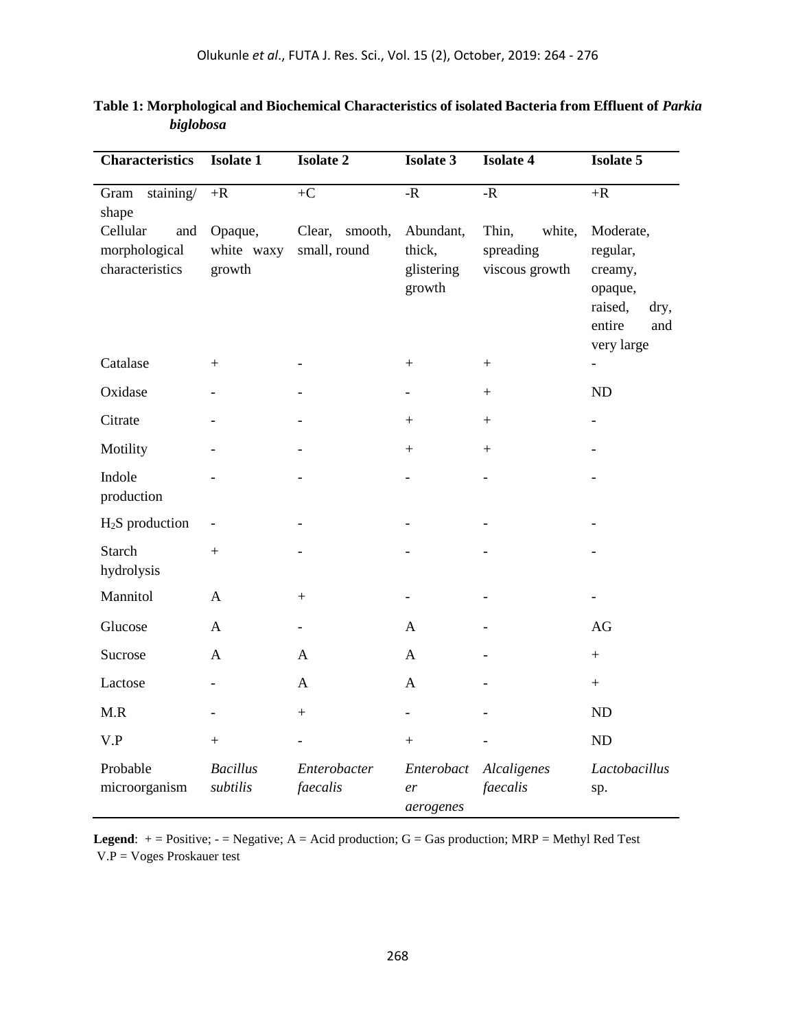**Table 1: Morphological and Biochemical Characteristics of isolated Bacteria from Effluent of *Parkia biglobosa***

| Characteristics | Isolate 1 | Isolate 2 | Isolate 3 | Isolate 4 | Isolate 5 |
|---|---|---|---|---|---|
| Gram staining/ shape | +R | +C | -R | -R | +R |
| Cellular and morphological characteristics | Opaque, white waxy growth | Clear, smooth, small, round | Abundant, thick, glistering growth | Thin, white, spreading viscous growth | Moderate, regular, creamy, opaque, raised, dry, entire and very large |
| Catalase | + | - | + | + | - |
| Oxidase | - | - | - | + | ND |
| Citrate | - | - | + | + | - |
| Motility | - | - | + | + | - |
| Indole production | - | - | - | - | - |
| $H_2S$ production | - | - | - | - | - |
| Starch hydrolysis | + | - | - | - | - |
| Mannitol | A | + | - | - | - |
| Glucose | A | - | A | - | AG |
| Sucrose | A | A | A | - | + |
| Lactose | - | A | A | - | + |
| M.R | - | + | - | - | ND |
| V.P | + | - | + | - | ND |
| Probable microorganism | *Bacillus subtilis* | *Enterobacter faecalis* | *Enterobacter aerogenes* | *Alcaligenes faecalis* | *Lactobacillus* sp. |

**Legend**: + = Positive; - = Negative; A = Acid production; G = Gas production; MRP = Methyl Red Test
V.P = Voges Proskauer test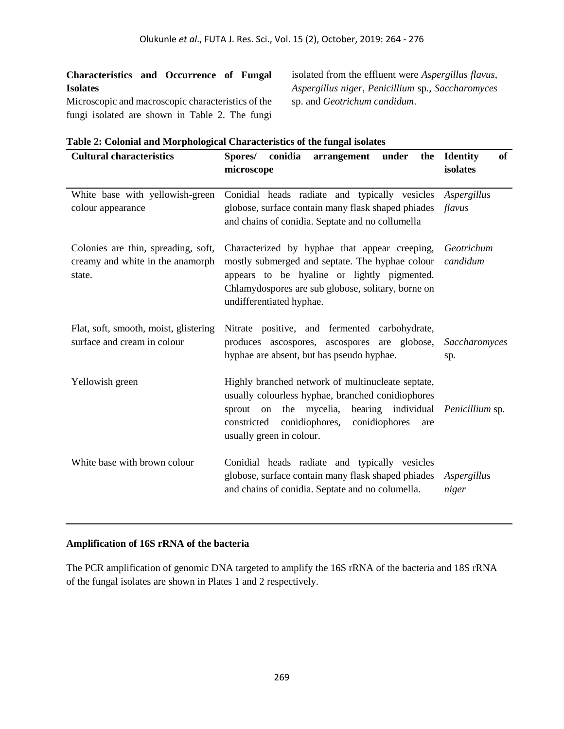## Characteristics and Occurrence of Fungal Isolates

Microscopic and macroscopic characteristics of the fungi isolated are shown in Table 2. The fungi isolated from the effluent were *Aspergillus flavus*, *Aspergillus niger*, *Penicillium* sp., *Saccharomyces* sp. and *Geotrichum candidum*.

**Table 2: Colonial and Morphological Characteristics of the fungal isolates**

| Cultural characteristics | Spores/ conidia arrangement under the microscope | Identity of isolates |
|---|---|---|
| White base with yellowish-green colour appearance | Conidial heads radiate and typically vesicles globose, surface contain many flask shaped phiades and chains of conidia. Septate and no collumella | *Aspergillus flavus* |
| Colonies are thin, spreading, soft, creamy and white in the anamorph state. | Characterized by hyphae that appear creeping, mostly submerged and septate. The hyphae colour appears to be hyaline or lightly pigmented. Chlamydospores are sub globose, solitary, borne on undifferentiated hyphae. | *Geotrichum candidum* |
| Flat, soft, smooth, moist, glistering surface and cream in colour | Nitrate positive, and fermented carbohydrate, produces ascospores, ascospores are globose, hyphae are absent, but has pseudo hyphae. | *Saccharomyces* sp. |
| Yellowish green | Highly branched network of multinucleate septate, usually colourless hyphae, branched conidiophores sprout on the mycelia, bearing individual constricted conidiophores, conidiophores are usually green in colour. | *Penicillium* sp. |
| White base with brown colour | Conidial heads radiate and typically vesicles globose, surface contain many flask shaped phiades and chains of conidia. Septate and no columella. | *Aspergillus niger* |

## Amplification of 16S rRNA of the bacteria

The PCR amplification of genomic DNA targeted to amplify the 16S rRNA of the bacteria and 18S rRNA of the fungal isolates are shown in Plates 1 and 2 respectively.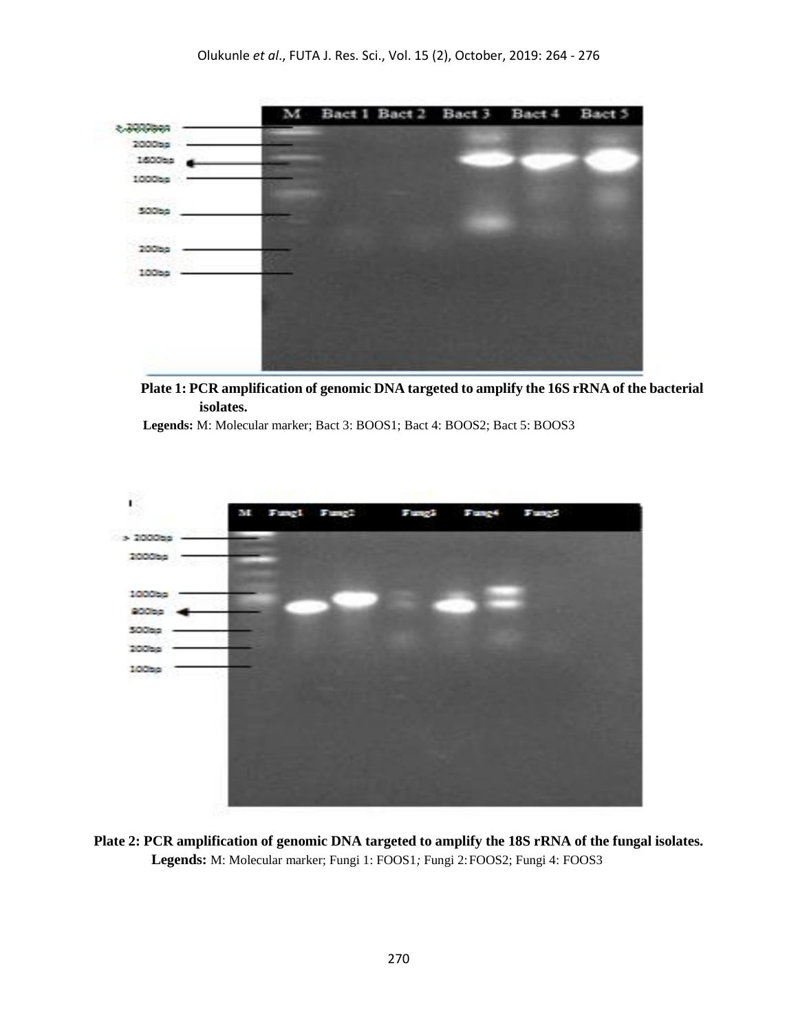**Plate 1: PCR amplification of genomic DNA targeted to amplify the 16S rRNA of the bacterial isolates.**

**Legends:** M: Molecular marker; Bact 3: BOOS1; Bact 4: BOOS2; Bact 5: BOOS3

**Plate 2: PCR amplification of genomic DNA targeted to amplify the 18S rRNA of the fungal isolates.**

**Legends:** M: Molecular marker; Fungi 1: FOOS1*;* Fungi 2: FOOS2; Fungi 4: FOOS3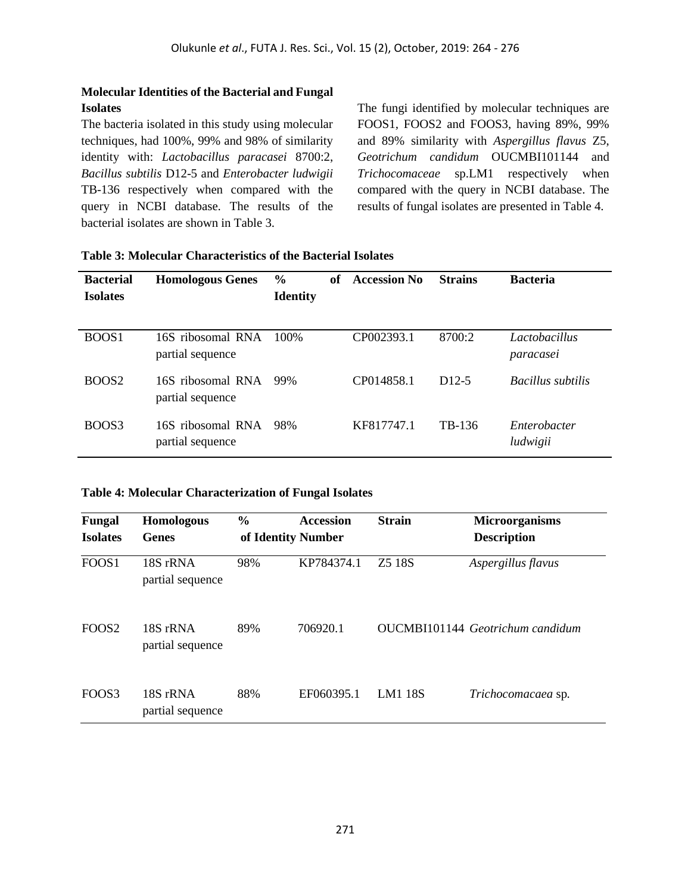**Molecular Identities of the Bacterial and Fungal Isolates**

The bacteria isolated in this study using molecular techniques, had 100%, 99% and 98% of similarity identity with: *Lactobacillus paracasei* 8700:2, *Bacillus subtilis* D12-5 and *Enterobacter ludwigii* TB-136 respectively when compared with the query in NCBI database. The results of the bacterial isolates are shown in Table 3.

The fungi identified by molecular techniques are FOOS1, FOOS2 and FOOS3, having 89%, 99% and 89% similarity with *Aspergillus flavus* Z5, *Geotrichum candidum* OUCMBI101144 and *Trichocomaceae* sp.LM1 respectively when compared with the query in NCBI database. The results of fungal isolates are presented in Table 4.

**Table 3: Molecular Characteristics of the Bacterial Isolates**

| Bacterial Isolates | Homologous Genes | % of Identity | Accession No | Strains | Bacteria |
|---|---|---|---|---|---|
| BOOS1 | 16S ribosomal RNA partial sequence | 100% | CP002393.1 | 8700:2 | *Lactobacillus paracasei* |
| BOOS2 | 16S ribosomal RNA partial sequence | 99% | CP014858.1 | D12-5 | *Bacillus subtilis* |
| BOOS3 | 16S ribosomal RNA partial sequence | 98% | KF817747.1 | TB-136 | *Enterobacter ludwigii* |

**Table 4: Molecular Characterization of Fungal Isolates**

| Fungal Isolates | Homologous Genes | % of Identity | Accession Number | Strain | Microorganisms Description |
|---|---|---|---|---|---|
| FOOS1 | 18S rRNA partial sequence | 98% | KP784374.1 | Z5 18S | *Aspergillus flavus* |
| FOOS2 | 18S rRNA partial sequence | 89% | 706920.1 | OUCMBI101144 | *Geotrichum candidum* |
| FOOS3 | 18S rRNA partial sequence | 88% | EF060395.1 | LM1 18S | *Trichocomacaea* sp. |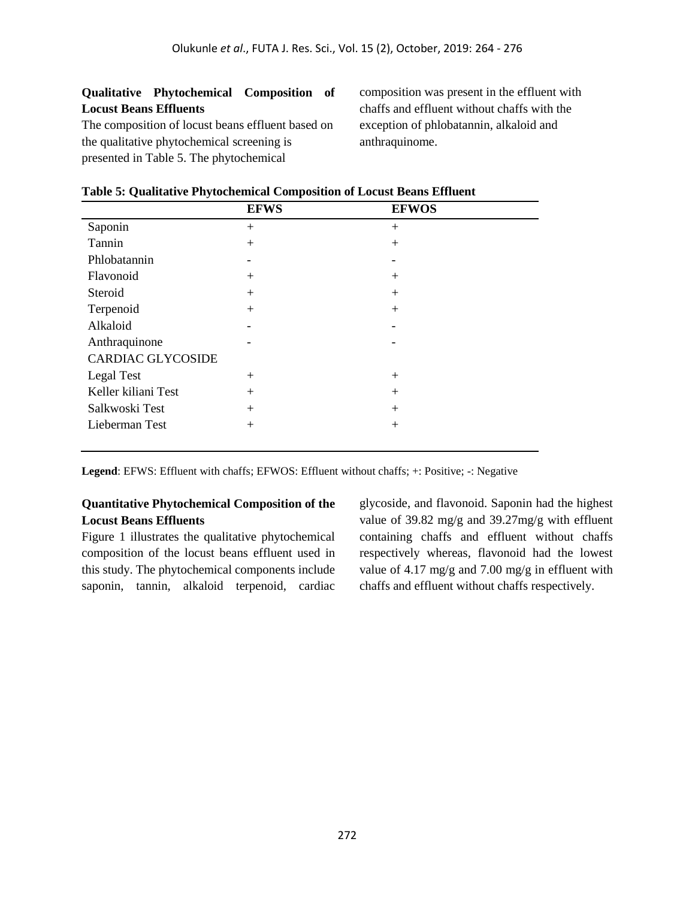## Qualitative Phytochemical Composition of Locust Beans Effluents

The composition of locust beans effluent based on the qualitative phytochemical screening is presented in Table 5. The phytochemical composition was present in the effluent with chaffs and effluent without chaffs with the exception of phlobatannin, alkaloid and anthraquinome.

**Table 5: Qualitative Phytochemical Composition of Locust Beans Effluent**

| | EFWS | EFWOS |
|---|---|---|
| Saponin | + | + |
| Tannin | + | + |
| Phlobatannin | - | - |
| Flavonoid | + | + |
| Steroid | + | + |
| Terpenoid | + | + |
| Alkaloid | - | - |
| Anthraquinone | - | - |
| CARDIAC GLYCOSIDE | | |
| Legal Test | + | + |
| Keller kiliani Test | + | + |
| Salkwoski Test | + | + |
| Lieberman Test | + | + |

**Legend**: EFWS: Effluent with chaffs; EFWOS: Effluent without chaffs; +: Positive; -: Negative

## Quantitative Phytochemical Composition of the Locust Beans Effluents

Figure 1 illustrates the qualitative phytochemical composition of the locust beans effluent used in this study. The phytochemical components include saponin, tannin, alkaloid terpenoid, cardiac glycoside, and flavonoid. Saponin had the highest value of 39.82 mg/g and 39.27mg/g with effluent containing chaffs and effluent without chaffs respectively whereas, flavonoid had the lowest value of 4.17 mg/g and 7.00 mg/g in effluent with chaffs and effluent without chaffs respectively.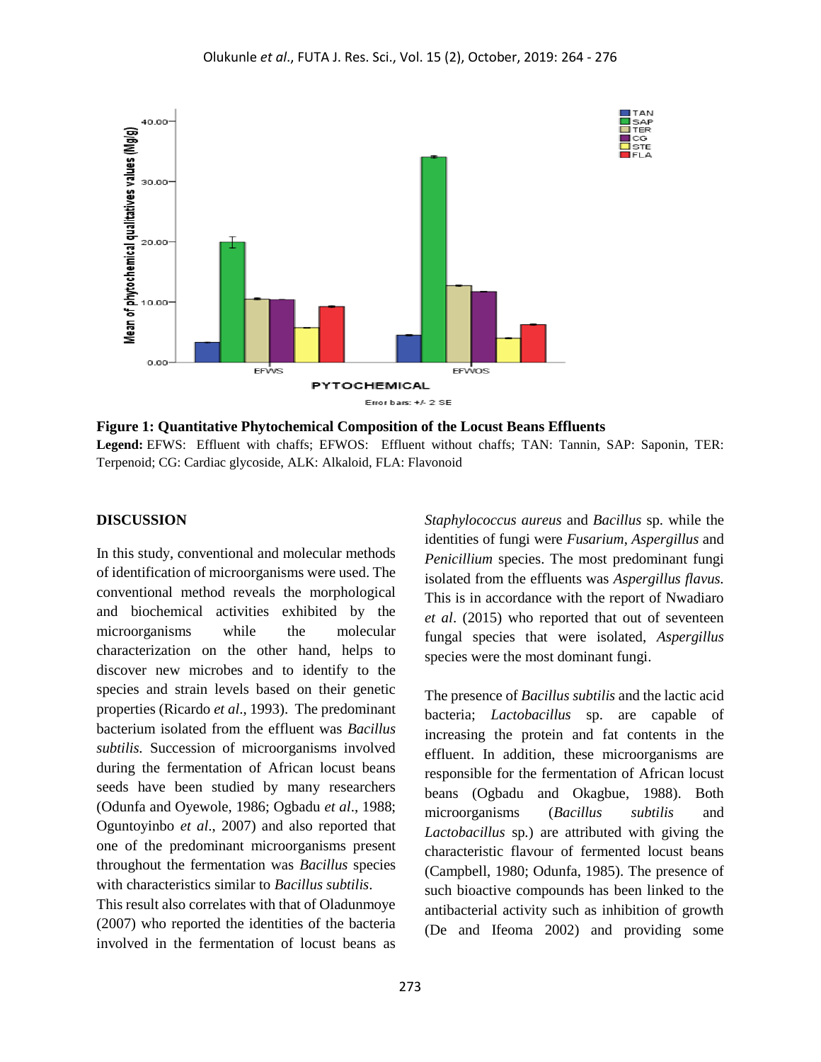**Figure 1: Quantitative Phytochemical Composition of the Locust Beans Effluents**

**Legend:** EFWS: Effluent with chaffs; EFWOS: Effluent without chaffs; TAN: Tannin, SAP: Saponin, TER: Terpenoid; CG: Cardiac glycoside, ALK: Alkaloid, FLA: Flavonoid

## DISCUSSION

In this study, conventional and molecular methods of identification of microorganisms were used. The conventional method reveals the morphological and biochemical activities exhibited by the microorganisms while the molecular characterization on the other hand, helps to discover new microbes and to identify to the species and strain levels based on their genetic properties (Ricardo *et al.,* 1993). The predominant bacterium isolated from the effluent was *Bacillus subtilis.* Succession of microorganisms involved during the fermentation of African locust beans seeds have been studied by many researchers (Odunfa and Oyewole, 1986; Ogbadu *et al*., 1988; Oguntoyinbo *et al*., 2007) and also reported that one of the predominant microorganisms present throughout the fermentation was *Bacillus* species with characteristics similar to *Bacillus subtilis*.

This result also correlates with that of Oladunmoye (2007) who reported the identities of the bacteria involved in the fermentation of locust beans as *Staphylococcus aureus* and *Bacillus* sp. while the identities of fungi were *Fusarium*, *Aspergillus* and *Penicillium* species. The most predominant fungi isolated from the effluents was *Aspergillus flavus.* This is in accordance with the report of Nwadiaro *et al*. (2015) who reported that out of seventeen fungal species that were isolated, *Aspergillus* species were the most dominant fungi.

The presence of *Bacillus subtilis* and the lactic acid bacteria; *Lactobacillus* sp. are capable of increasing the protein and fat contents in the effluent. In addition, these microorganisms are responsible for the fermentation of African locust beans (Ogbadu and Okagbue, 1988). Both microorganisms (*Bacillus subtilis* and *Lactobacillus* sp.) are attributed with giving the characteristic flavour of fermented locust beans (Campbell, 1980; Odunfa, 1985). The presence of such bioactive compounds has been linked to the antibacterial activity such as inhibition of growth (De and Ifeoma 2002) and providing some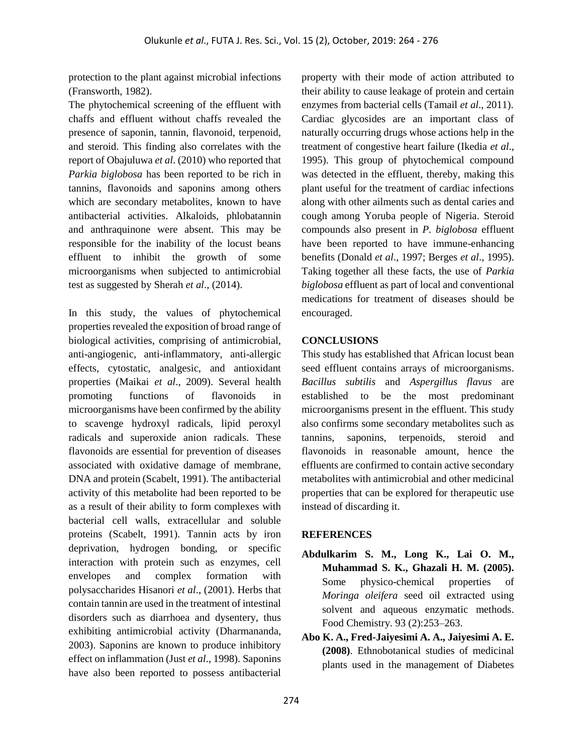protection to the plant against microbial infections (Fransworth, 1982).

The phytochemical screening of the effluent with chaffs and effluent without chaffs revealed the presence of saponin, tannin, flavonoid, terpenoid, and steroid. This finding also correlates with the report of Obajuluwa *et al*. (2010) who reported that *Parkia biglobosa* has been reported to be rich in tannins, flavonoids and saponins among others which are secondary metabolites, known to have antibacterial activities. Alkaloids, phlobatannin and anthraquinone were absent. This may be responsible for the inability of the locust beans effluent to inhibit the growth of some microorganisms when subjected to antimicrobial test as suggested by Sherah *et al*., (2014).

In this study, the values of phytochemical properties revealed the exposition of broad range of biological activities, comprising of antimicrobial, anti-angiogenic, anti-inflammatory, anti-allergic effects, cytostatic, analgesic, and antioxidant properties (Maikai *et al*., 2009). Several health promoting functions of flavonoids in microorganisms have been confirmed by the ability to scavenge hydroxyl radicals, lipid peroxyl radicals and superoxide anion radicals. These flavonoids are essential for prevention of diseases associated with oxidative damage of membrane, DNA and protein (Scabelt, 1991). The antibacterial activity of this metabolite had been reported to be as a result of their ability to form complexes with bacterial cell walls, extracellular and soluble proteins (Scabelt, 1991). Tannin acts by iron deprivation, hydrogen bonding, or specific interaction with protein such as enzymes, cell envelopes and complex formation with polysaccharides Hisanori *et al*., (2001). Herbs that contain tannin are used in the treatment of intestinal disorders such as diarrhoea and dysentery, thus exhibiting antimicrobial activity (Dharmananda, 2003). Saponins are known to produce inhibitory effect on inflammation (Just *et al*., 1998). Saponins have also been reported to possess antibacterial property with their mode of action attributed to their ability to cause leakage of protein and certain enzymes from bacterial cells (Tamail *et al*., 2011). Cardiac glycosides are an important class of naturally occurring drugs whose actions help in the treatment of congestive heart failure (Ikedia *et al*., 1995). This group of phytochemical compound was detected in the effluent, thereby, making this plant useful for the treatment of cardiac infections along with other ailments such as dental caries and cough among Yoruba people of Nigeria. Steroid compounds also present in *P. biglobosa* effluent have been reported to have immune-enhancing benefits (Donald *et al*., 1997; Berges *et al*., 1995). Taking together all these facts, the use of *Parkia biglobosa* effluent as part of local and conventional medications for treatment of diseases should be encouraged.

## CONCLUSIONS

This study has established that African locust bean seed effluent contains arrays of microorganisms. *Bacillus subtilis* and *Aspergillus flavus* are established to be the most predominant microorganisms present in the effluent. This study also confirms some secondary metabolites such as tannins, saponins, terpenoids, steroid and flavonoids in reasonable amount, hence the effluents are confirmed to contain active secondary metabolites with antimicrobial and other medicinal properties that can be explored for therapeutic use instead of discarding it.

## REFERENCES

**Abdulkarim S. M., Long K., Lai O. M., Muhammad S. K., Ghazali H. M. (2005).** Some physico-chemical properties of *Moringa oleifera* seed oil extracted using solvent and aqueous enzymatic methods. Food Chemistry. 93 (2):253–263.

**Abo K. A., Fred-Jaiyesimi A. A., Jaiyesimi A. E. (2008)**. Ethnobotanical studies of medicinal plants used in the management of Diabetes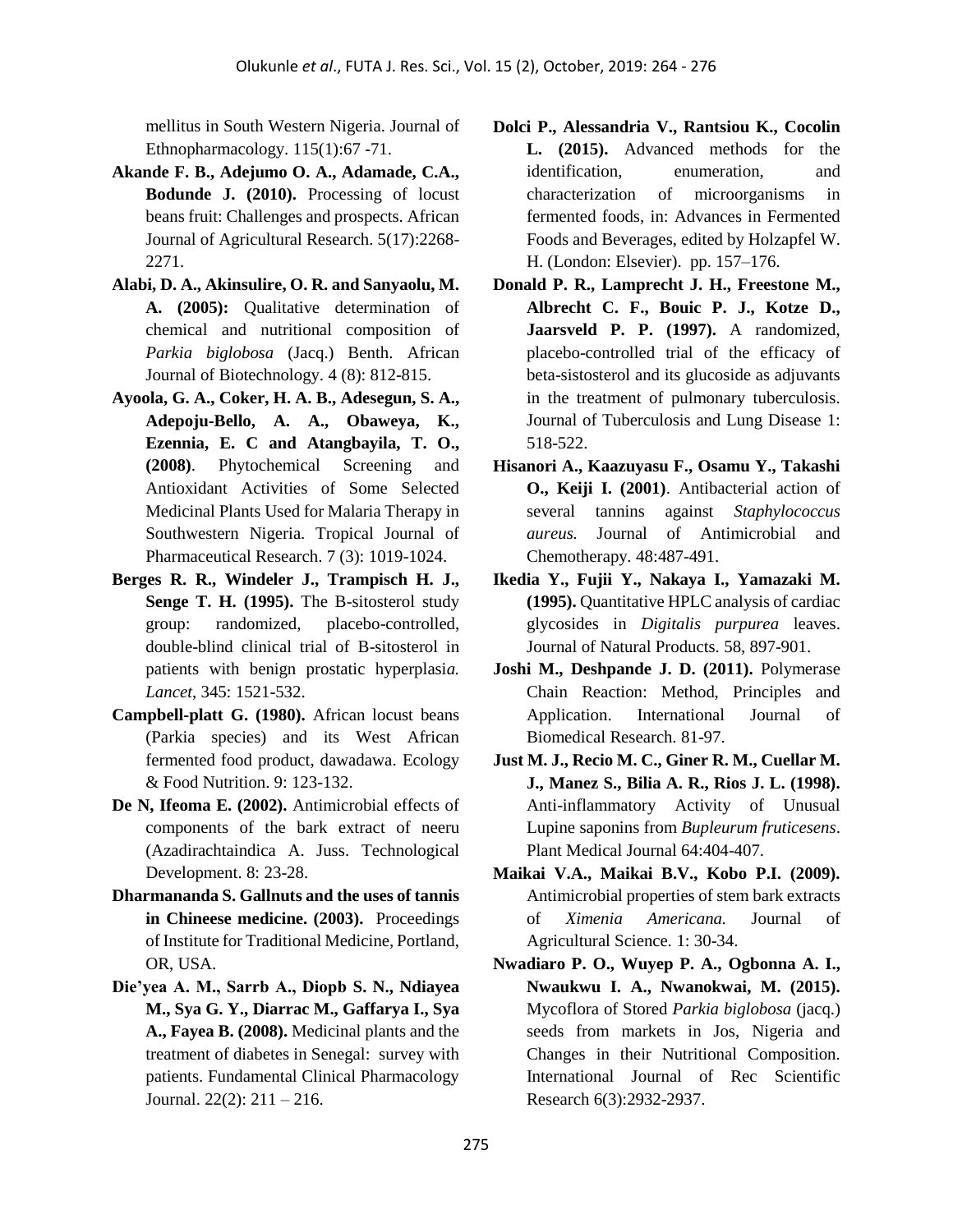mellitus in South Western Nigeria. Journal of Ethnopharmacology. 115(1):67 -71.

**Akande F. B., Adejumo O. A., Adamade, C.A., Bodunde J. (2010).** Processing of locust beans fruit: Challenges and prospects. African Journal of Agricultural Research. 5(17):2268-2271.

**Alabi, D. A., Akinsulire, O. R. and Sanyaolu, M. A. (2005):** Qualitative determination of chemical and nutritional composition of *Parkia biglobosa* (Jacq.) Benth. African Journal of Biotechnology. 4 (8): 812-815.

**Ayoola, G. A., Coker, H. A. B., Adesegun, S. A., Adepoju-Bello, A. A., Obaweya, K., Ezennia, E. C and Atangbayila, T. O., (2008)**. Phytochemical Screening and Antioxidant Activities of Some Selected Medicinal Plants Used for Malaria Therapy in Southwestern Nigeria. Tropical Journal of Pharmaceutical Research. 7 (3): 1019-1024.

**Berges R. R., Windeler J., Trampisch H. J., Senge T. H. (1995).** The B-sitosterol study group: randomized, placebo-controlled, double-blind clinical trial of B-sitosterol in patients with benign prostatic hyperplasia. *Lancet*, 345: 1521-532.

**Campbell-platt G. (1980).** African locust beans (Parkia species) and its West African fermented food product, dawadawa. Ecology & Food Nutrition. 9: 123-132.

**De N, Ifeoma E. (2002).** Antimicrobial effects of components of the bark extract of neeru (Azadirachtaindica A. Juss. Technological Development. 8: 23-28.

**Dharmananda S. Gallnuts and the uses of tannis in Chineese medicine. (2003).** Proceedings of Institute for Traditional Medicine, Portland, OR, USA.

**Die'yea A. M., Sarrb A., Diopb S. N., Ndiayea M., Sya G. Y., Diarrac M., Gaffarya I., Sya A., Fayea B. (2008).** Medicinal plants and the treatment of diabetes in Senegal: survey with patients. Fundamental Clinical Pharmacology Journal. 22(2): 211 – 216.

**Dolci P., Alessandria V., Rantsiou K., Cocolin L. (2015).** Advanced methods for the identification, enumeration, and characterization of microorganisms in fermented foods, in: Advances in Fermented Foods and Beverages, edited by Holzapfel W. H. (London: Elsevier). pp. 157–176.

**Donald P. R., Lamprecht J. H., Freestone M., Albrecht C. F., Bouic P. J., Kotze D., Jaarsveld P. P. (1997).** A randomized, placebo-controlled trial of the efficacy of beta-sistosterol and its glucoside as adjuvants in the treatment of pulmonary tuberculosis. Journal of Tuberculosis and Lung Disease 1: 518-522.

**Hisanori A., Kaazuyasu F., Osamu Y., Takashi O., Keiji I. (2001)**. Antibacterial action of several tannins against *Staphylococcus aureus.* Journal of Antimicrobial and Chemotherapy. 48:487-491.

**Ikedia Y., Fujii Y., Nakaya I., Yamazaki M. (1995).** Quantitative HPLC analysis of cardiac glycosides in *Digitalis purpurea* leaves. Journal of Natural Products. 58, 897-901.

**Joshi M., Deshpande J. D. (2011).** Polymerase Chain Reaction: Method, Principles and Application. International Journal of Biomedical Research. 81-97.

**Just M. J., Recio M. C., Giner R. M., Cuellar M. J., Manez S., Bilia A. R., Rios J. L. (1998).** Anti-inflammatory Activity of Unusual Lupine saponins from *Bupleurum fruticesens*. Plant Medical Journal 64:404-407.

**Maikai V.A., Maikai B.V., Kobo P.I. (2009).** Antimicrobial properties of stem bark extracts of *Ximenia Americana.* Journal of Agricultural Science. 1: 30-34.

**Nwadiaro P. O., Wuyep P. A., Ogbonna A. I., Nwaukwu I. A., Nwanokwai, M. (2015).** Mycoflora of Stored *Parkia biglobosa* (jacq.) seeds from markets in Jos, Nigeria and Changes in their Nutritional Composition. International Journal of Rec Scientific Research 6(3):2932-2937.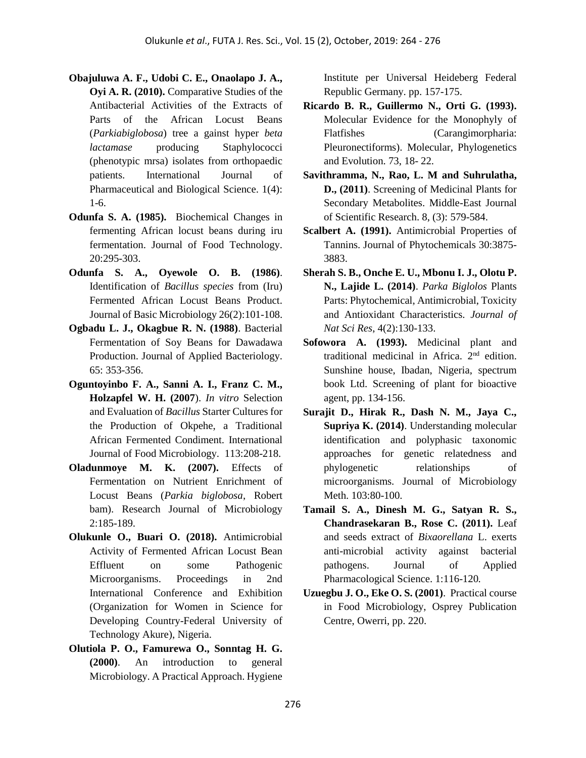**Obajuluwa A. F., Udobi C. E., Onaolapo J. A., Oyi A. R. (2010).** Comparative Studies of the Antibacterial Activities of the Extracts of Parts of the African Locust Beans (*Parkiabiglobosa*) tree a gainst hyper *beta lactamase* producing Staphylococci (phenotypic mrsa) isolates from orthopaedic patients. International Journal of Pharmaceutical and Biological Science. 1(4): 1-6.

**Odunfa S. A. (1985).** Biochemical Changes in fermenting African locust beans during iru fermentation. Journal of Food Technology. 20:295-303.

**Odunfa S. A., Oyewole O. B. (1986)**. Identification of *Bacillus species* from (Iru) Fermented African Locust Beans Product. Journal of Basic Microbiology 26(2):101-108.

**Ogbadu L. J., Okagbue R. N. (1988)**. Bacterial Fermentation of Soy Beans for Dawadawa Production. Journal of Applied Bacteriology. 65: 353-356.

**Oguntoyinbo F. A., Sanni A. I., Franz C. M., Holzapfel W. H. (2007**). *In vitro* Selection and Evaluation of *Bacillus* Starter Cultures for the Production of Okpehe, a Traditional African Fermented Condiment. International Journal of Food Microbiology. 113:208-218.

**Oladunmoye M. K. (2007).** Effects of Fermentation on Nutrient Enrichment of Locust Beans (*Parkia biglobosa*, Robert bam). Research Journal of Microbiology 2:185-189.

**Olukunle O., Buari O. (2018).** Antimicrobial Activity of Fermented African Locust Bean Effluent on some Pathogenic Microorganisms. Proceedings in 2nd International Conference and Exhibition (Organization for Women in Science for Developing Country-Federal University of Technology Akure), Nigeria.

**Olutiola P. O., Famurewa O., Sonntag H. G. (2000)**. An introduction to general Microbiology. A Practical Approach. Hygiene Institute per Universal Heideberg Federal Republic Germany. pp. 157-175.

**Ricardo B. R., Guillermo N., Orti G. (1993).** Molecular Evidence for the Monophyly of Flatfishes (Carangimorpharia: Pleuronectiforms). Molecular, Phylogenetics and Evolution. 73, 18- 22.

**Savithramma, N., Rao, L. M and Suhrulatha, D., (2011)**. Screening of Medicinal Plants for Secondary Metabolites. Middle-East Journal of Scientific Research. 8, (3): 579-584.

**Scalbert A. (1991).** Antimicrobial Properties of Tannins. Journal of Phytochemicals 30:3875-3883.

**Sherah S. B., Onche E. U., Mbonu I. J., Olotu P. N., Lajide L. (2014)**. *Parka Biglolos* Plants Parts: Phytochemical, Antimicrobial, Toxicity and Antioxidant Characteristics. *Journal of Nat Sci Res*, 4(2):130-133.

**Sofowora A. (1993).** Medicinal plant and traditional medicinal in Africa. 2nd edition. Sunshine house, Ibadan, Nigeria, spectrum book Ltd. Screening of plant for bioactive agent, pp. 134-156.

**Surajit D., Hirak R., Dash N. M., Jaya C., Supriya K. (2014)**. Understanding molecular identification and polyphasic taxonomic approaches for genetic relatedness and phylogenetic relationships of microorganisms. Journal of Microbiology Meth. 103:80-100.

**Tamail S. A., Dinesh M. G., Satyan R. S., Chandrasekaran B., Rose C. (2011).** Leaf and seeds extract of *Bixaorellana* L. exerts anti-microbial activity against bacterial pathogens. Journal of Applied Pharmacological Science. 1:116-120*.*

**Uzuegbu J. O., Eke O. S. (2001)**. Practical course in Food Microbiology, Osprey Publication Centre, Owerri, pp. 220.